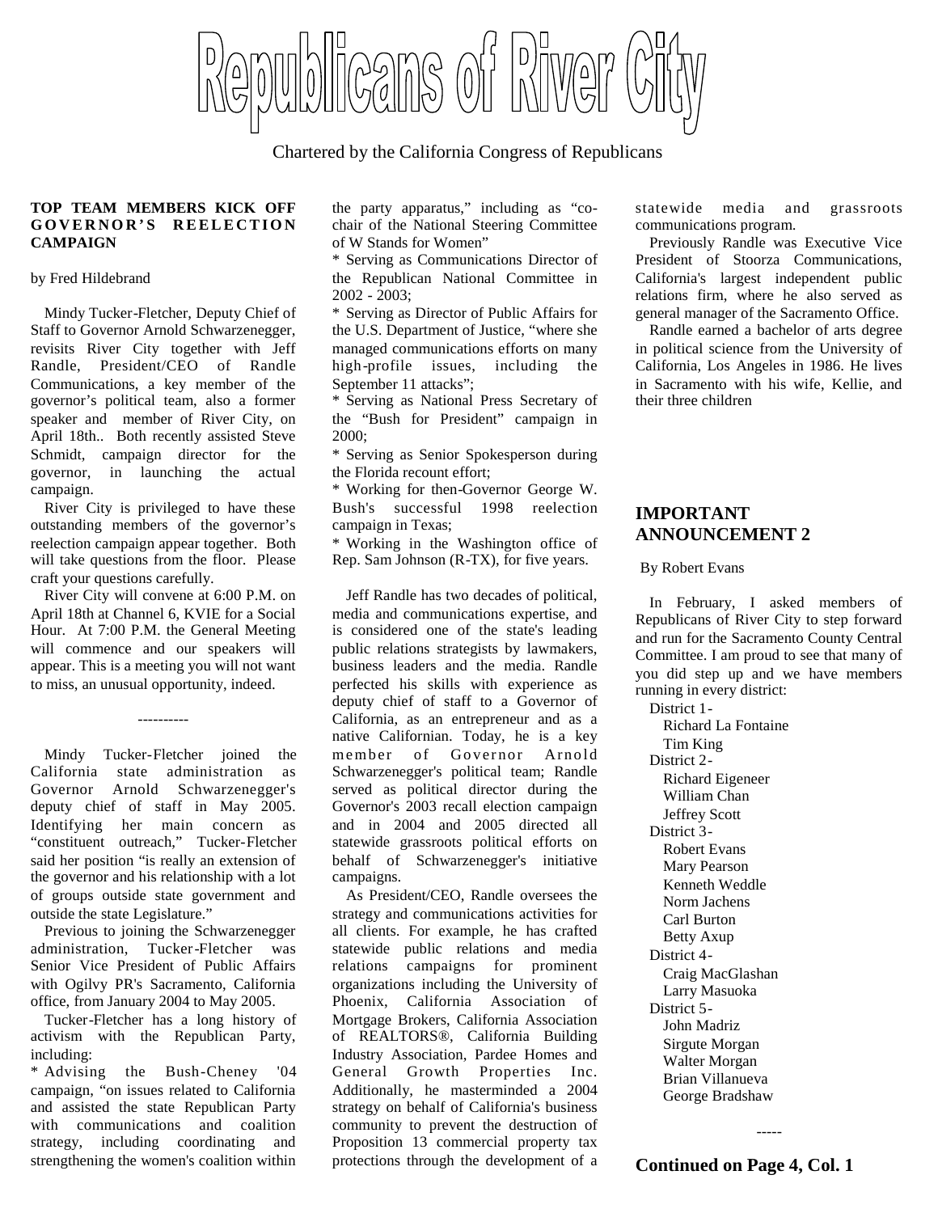# Republicans of River City

Chartered by the California Congress of Republicans

## TOP TEAM MEMBERS KICK OFF GOVERNOR'S REELECTION CAMPAIGN

by Fred Hildebrand

Mindy Tucker-Fletcher, Deputy Chief of Staff to Governor Arnold Schwarzenegger, revisits River City together with Jeff Randle, President/CEO of Randle Communications, a key member of the governor's political team, also a former speaker and member of River City, on April 18th.. Both recently assisted Steve Schmidt, campaign director for the governor, in launching the actual campaign.

River City is privileged to have these outstanding members of the governor's reelection campaign appear together. Both will take questions from the floor. Please craft your questions carefully.

River City will convene at 6:00 P.M. on April 18th at Channel 6, KVIE for a Social Hour. At 7:00 P.M. the General Meeting will commence and our speakers will appear. This is a meeting you will not want to miss, an unusual opportunity, indeed.

----------

Mindy Tucker-Fletcher joined the California state administration as Governor Arnold Schwarzenegger's deputy chief of staff in May 2005. Identifying her main concern as "constituent outreach," Tucker-Fletcher said her position "is really an extension of the governor and his relationship with a lot of groups outside state government and outside the state Legislature."

Previous to joining the Schwarzenegger administration, Tucker-Fletcher was Senior Vice President of Public Affairs with Ogilvy PR's Sacramento, California office, from January 2004 to May 2005.

Tucker-Fletcher has a long history of activism with the Republican Party, including:

* Advising the Bush-Cheney '04 campaign, "on issues related to California and assisted the state Republican Party with communications and coalition strategy, including coordinating and strengthening the women's coalition within the party apparatus," including as "co-chair of the National Steering Committee of W Stands for Women"
* Serving as Communications Director of the Republican National Committee in 2002 - 2003;
* Serving as Director of Public Affairs for the U.S. Department of Justice, "where she managed communications efforts on many high-profile issues, including the September 11 attacks";
* Serving as National Press Secretary of the "Bush for President" campaign in 2000;
* Serving as Senior Spokesperson during the Florida recount effort;
* Working for then-Governor George W. Bush's successful 1998 reelection campaign in Texas;
* Working in the Washington office of Rep. Sam Johnson (R-TX), for five years.

Jeff Randle has two decades of political, media and communications expertise, and is considered one of the state's leading public relations strategists by lawmakers, business leaders and the media. Randle perfected his skills with experience as deputy chief of staff to a Governor of California, as an entrepreneur and as a native Californian. Today, he is a key member of Governor Arnold Schwarzenegger's political team; Randle served as political director during the Governor's 2003 recall election campaign and in 2004 and 2005 directed all statewide grassroots political efforts on behalf of Schwarzenegger's initiative campaigns.

As President/CEO, Randle oversees the strategy and communications activities for all clients. For example, he has crafted statewide public relations and media relations campaigns for prominent organizations including the University of Phoenix, California Association of Mortgage Brokers, California Association of REALTORS®, California Building Industry Association, Pardee Homes and General Growth Properties Inc. Additionally, he masterminded a 2004 strategy on behalf of California's business community to prevent the destruction of Proposition 13 commercial property tax protections through the development of a statewide media and grassroots communications program.

Previously Randle was Executive Vice President of Stoorza Communications, California's largest independent public relations firm, where he also served as general manager of the Sacramento Office.

Randle earned a bachelor of arts degree in political science from the University of California, Los Angeles in 1986. He lives in Sacramento with his wife, Kellie, and their three children

## IMPORTANT ANNOUNCEMENT 2

By Robert Evans

In February, I asked members of Republicans of River City to step forward and run for the Sacramento County Central Committee. I am proud to see that many of you did step up and we have members running in every district:

- District 1-
  - Richard La Fontaine
  - Tim King
- District 2-
  - Richard Eigeneer
  - William Chan
  - Jeffrey Scott
- District 3-
  - Robert Evans
  - Mary Pearson
  - Kenneth Weddle
  - Norm Jachens
  - Carl Burton
  - Betty Axup
- District 4-
  - Craig MacGlashan
  - Larry Masuoka
- District 5-
  - John Madriz
  - Sirgute Morgan
  - Walter Morgan
  - Brian Villanueva
  - George Bradshaw

-----

**Continued on Page 4, Col. 1**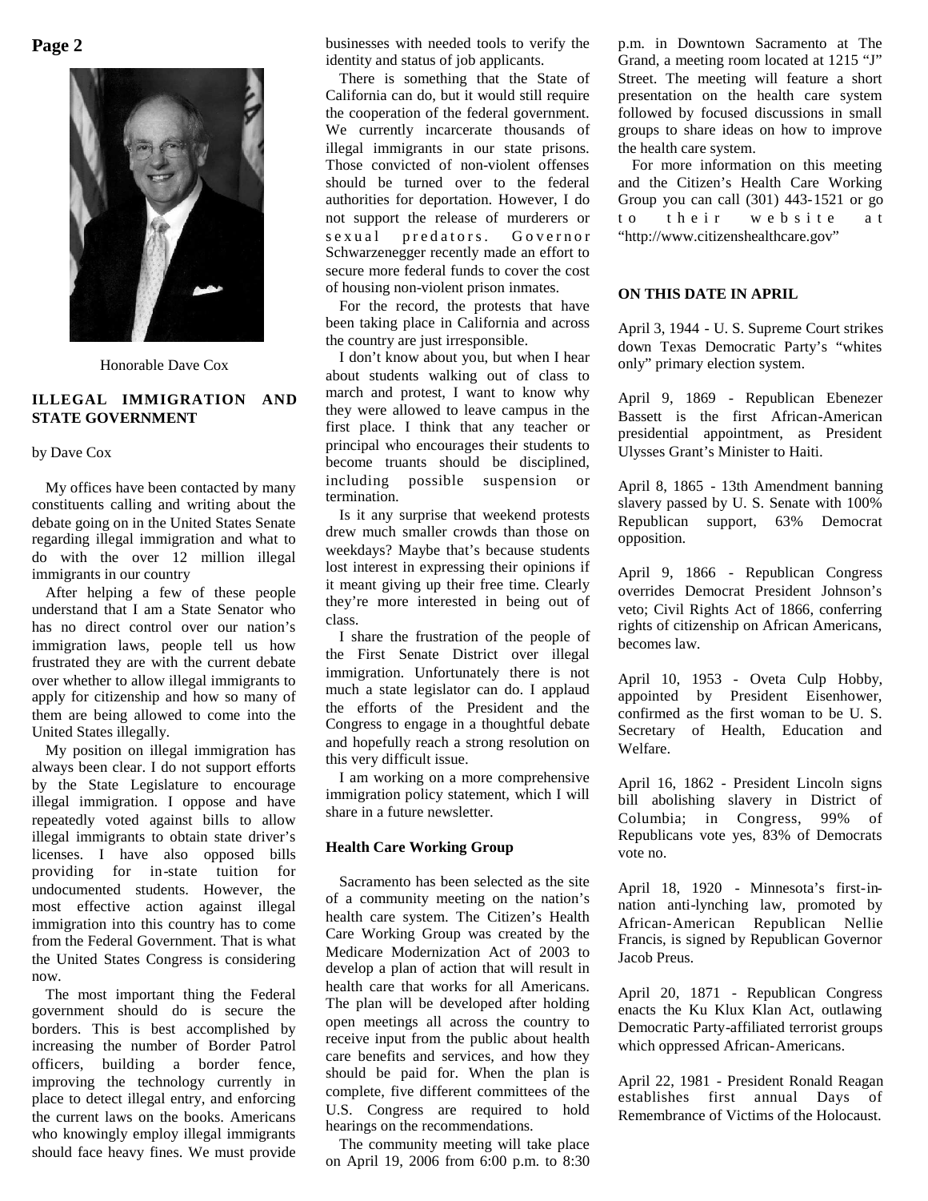Honorable Dave Cox

## ILLEGAL IMMIGRATION AND STATE GOVERNMENT

by Dave Cox

My offices have been contacted by many constituents calling and writing about the debate going on in the United States Senate regarding illegal immigration and what to do with the over 12 million illegal immigrants in our country

After helping a few of these people understand that I am a State Senator who has no direct control over our nation's immigration laws, people tell us how frustrated they are with the current debate over whether to allow illegal immigrants to apply for citizenship and how so many of them are being allowed to come into the United States illegally.

My position on illegal immigration has always been clear. I do not support efforts by the State Legislature to encourage illegal immigration. I oppose and have repeatedly voted against bills to allow illegal immigrants to obtain state driver's licenses. I have also opposed bills providing for in-state tuition for undocumented students. However, the most effective action against illegal immigration into this country has to come from the Federal Government. That is what the United States Congress is considering now.

The most important thing the Federal government should do is secure the borders. This is best accomplished by increasing the number of Border Patrol officers, building a border fence, improving the technology currently in place to detect illegal entry, and enforcing the current laws on the books. Americans who knowingly employ illegal immigrants should face heavy fines. We must provide businesses with needed tools to verify the identity and status of job applicants.

There is something that the State of California can do, but it would still require the cooperation of the federal government. We currently incarcerate thousands of illegal immigrants in our state prisons. Those convicted of non-violent offenses should be turned over to the federal authorities for deportation. However, I do not support the release of murderers or sexual predators. Governor Schwarzenegger recently made an effort to secure more federal funds to cover the cost of housing non-violent prison inmates.

For the record, the protests that have been taking place in California and across the country are just irresponsible.

I don't know about you, but when I hear about students walking out of class to march and protest, I want to know why they were allowed to leave campus in the first place. I think that any teacher or principal who encourages their students to become truants should be disciplined, including possible suspension or termination.

Is it any surprise that weekend protests drew much smaller crowds than those on weekdays? Maybe that's because students lost interest in expressing their opinions if it meant giving up their free time. Clearly they're more interested in being out of class.

I share the frustration of the people of the First Senate District over illegal immigration. Unfortunately there is not much a state legislator can do. I applaud the efforts of the President and the Congress to engage in a thoughtful debate and hopefully reach a strong resolution on this very difficult issue.

I am working on a more comprehensive immigration policy statement, which I will share in a future newsletter.

### Health Care Working Group

Sacramento has been selected as the site of a community meeting on the nation's health care system. The Citizen's Health Care Working Group was created by the Medicare Modernization Act of 2003 to develop a plan of action that will result in health care that works for all Americans. The plan will be developed after holding open meetings all across the country to receive input from the public about health care benefits and services, and how they should be paid for. When the plan is complete, five different committees of the U.S. Congress are required to hold hearings on the recommendations.

The community meeting will take place on April 19, 2006 from 6:00 p.m. to 8:30 p.m. in Downtown Sacramento at The Grand, a meeting room located at 1215 "J" Street. The meeting will feature a short presentation on the health care system followed by focused discussions in small groups to share ideas on how to improve the health care system.

For more information on this meeting and the Citizen's Health Care Working Group you can call (301) 443-1521 or go to their website at "http://www.citizenshealthcare.gov"

### ON THIS DATE IN APRIL

April 3, 1944 - U. S. Supreme Court strikes down Texas Democratic Party's "whites only" primary election system.

April 9, 1869 - Republican Ebenezer Bassett is the first African-American presidential appointment, as President Ulysses Grant's Minister to Haiti.

April 8, 1865 - 13th Amendment banning slavery passed by U. S. Senate with 100% Republican support, 63% Democrat opposition.

April 9, 1866 - Republican Congress overrides Democrat President Johnson's veto; Civil Rights Act of 1866, conferring rights of citizenship on African Americans, becomes law.

April 10, 1953 - Oveta Culp Hobby, appointed by President Eisenhower, confirmed as the first woman to be U. S. Secretary of Health, Education and Welfare.

April 16, 1862 - President Lincoln signs bill abolishing slavery in District of Columbia; in Congress, 99% of Republicans vote yes, 83% of Democrats vote no.

April 18, 1920 - Minnesota's first-in-nation anti-lynching law, promoted by African-American Republican Nellie Francis, is signed by Republican Governor Jacob Preus.

April 20, 1871 - Republican Congress enacts the Ku Klux Klan Act, outlawing Democratic Party-affiliated terrorist groups which oppressed African-Americans.

April 22, 1981 - President Ronald Reagan establishes first annual Days of Remembrance of Victims of the Holocaust.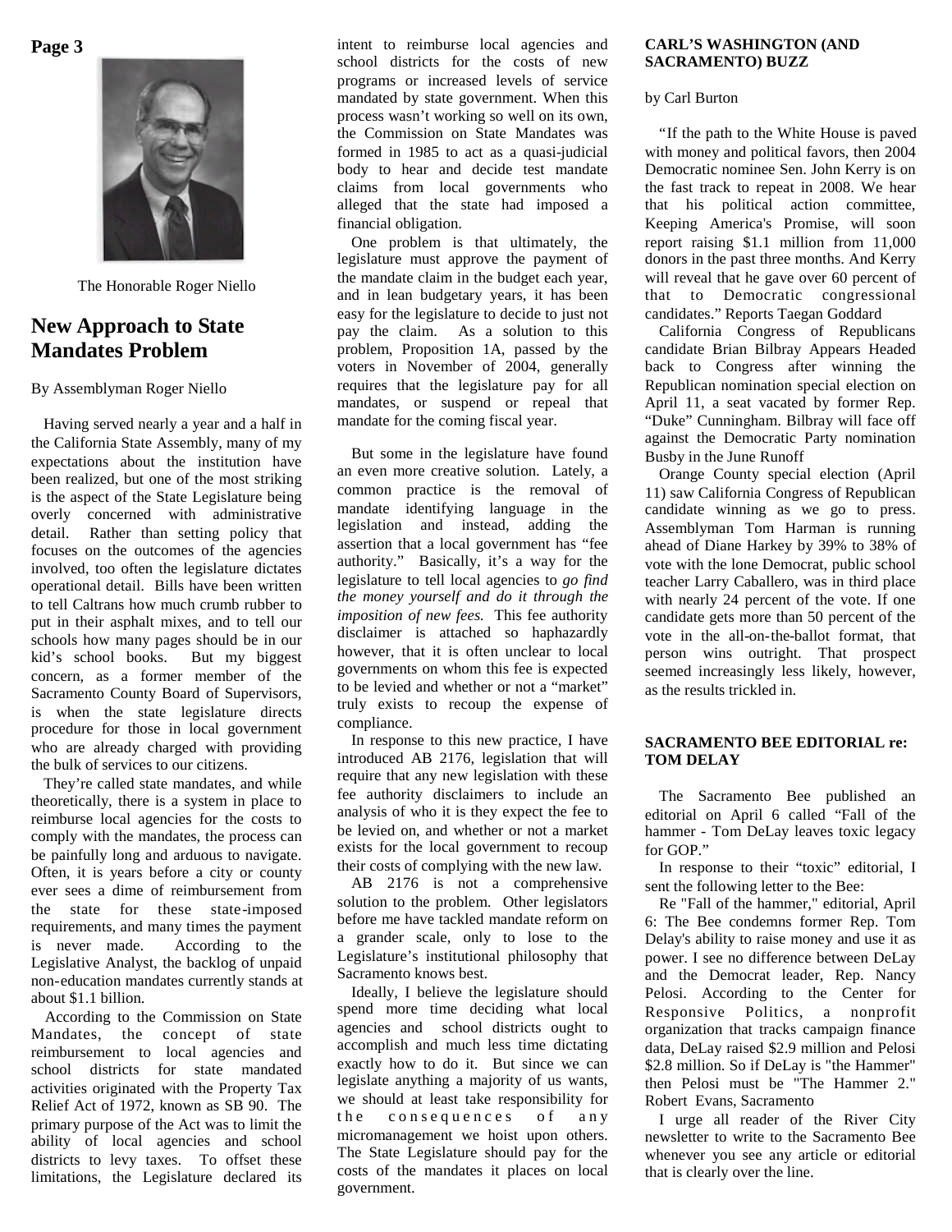The Honorable Roger Niello

## New Approach to State Mandates Problem

By Assemblyman Roger Niello

Having served nearly a year and a half in the California State Assembly, many of my expectations about the institution have been realized, but one of the most striking is the aspect of the State Legislature being overly concerned with administrative detail. Rather than setting policy that focuses on the outcomes of the agencies involved, too often the legislature dictates operational detail. Bills have been written to tell Caltrans how much crumb rubber to put in their asphalt mixes, and to tell our schools how many pages should be in our kid's school books. But my biggest concern, as a former member of the Sacramento County Board of Supervisors, is when the state legislature directs procedure for those in local government who are already charged with providing the bulk of services to our citizens.

They're called state mandates, and while theoretically, there is a system in place to reimburse local agencies for the costs to comply with the mandates, the process can be painfully long and arduous to navigate. Often, it is years before a city or county ever sees a dime of reimbursement from the state for these state-imposed requirements, and many times the payment is never made. According to the Legislative Analyst, the backlog of unpaid non-education mandates currently stands at about $1.1 billion.

According to the Commission on State Mandates, the concept of state reimbursement to local agencies and school districts for state mandated activities originated with the Property Tax Relief Act of 1972, known as SB 90. The primary purpose of the Act was to limit the ability of local agencies and school districts to levy taxes. To offset these limitations, the Legislature declared its intent to reimburse local agencies and school districts for the costs of new programs or increased levels of service mandated by state government. When this process wasn't working so well on its own, the Commission on State Mandates was formed in 1985 to act as a quasi-judicial body to hear and decide test mandate claims from local governments who alleged that the state had imposed a financial obligation.

One problem is that ultimately, the legislature must approve the payment of the mandate claim in the budget each year, and in lean budgetary years, it has been easy for the legislature to decide to just not pay the claim. As a solution to this problem, Proposition 1A, passed by the voters in November of 2004, generally requires that the legislature pay for all mandates, or suspend or repeal that mandate for the coming fiscal year.

But some in the legislature have found an even more creative solution. Lately, a common practice is the removal of mandate identifying language in the legislation and instead, adding the assertion that a local government has "fee authority." Basically, it's a way for the legislature to tell local agencies to *go find the money yourself and do it through the imposition of new fees.* This fee authority disclaimer is attached so haphazardly however, that it is often unclear to local governments on whom this fee is expected to be levied and whether or not a "market" truly exists to recoup the expense of compliance.

In response to this new practice, I have introduced AB 2176, legislation that will require that any new legislation with these fee authority disclaimers to include an analysis of who it is they expect the fee to be levied on, and whether or not a market exists for the local government to recoup their costs of complying with the new law.

AB 2176 is not a comprehensive solution to the problem. Other legislators before me have tackled mandate reform on a grander scale, only to lose to the Legislature's institutional philosophy that Sacramento knows best.

Ideally, I believe the legislature should spend more time deciding what local agencies and school districts ought to accomplish and much less time dictating exactly how to do it. But since we can legislate anything a majority of us wants, we should at least take responsibility for the consequences of any micromanagement we hoist upon others. The State Legislature should pay for the costs of the mandates it places on local government.

### CARL'S WASHINGTON (AND SACRAMENTO) BUZZ

by Carl Burton

"If the path to the White House is paved with money and political favors, then 2004 Democratic nominee Sen. John Kerry is on the fast track to repeat in 2008. We hear that his political action committee, Keeping America's Promise, will soon report raising $1.1 million from 11,000 donors in the past three months. And Kerry will reveal that he gave over 60 percent of that to Democratic congressional candidates." Reports Taegan Goddard

California Congress of Republicans candidate Brian Bilbray Appears Headed back to Congress after winning the Republican nomination special election on April 11, a seat vacated by former Rep. "Duke" Cunningham. Bilbray will face off against the Democratic Party nomination Busby in the June Runoff

Orange County special election (April 11) saw California Congress of Republican candidate winning as we go to press. Assemblyman Tom Harman is running ahead of Diane Harkey by 39% to 38% of vote with the lone Democrat, public school teacher Larry Caballero, was in third place with nearly 24 percent of the vote. If one candidate gets more than 50 percent of the vote in the all-on-the-ballot format, that person wins outright. That prospect seemed increasingly less likely, however, as the results trickled in.

### SACRAMENTO BEE EDITORIAL re: TOM DELAY

The Sacramento Bee published an editorial on April 6 called "Fall of the hammer - Tom DeLay leaves toxic legacy for GOP."

In response to their "toxic" editorial, I sent the following letter to the Bee:

Re "Fall of the hammer," editorial, April 6: The Bee condemns former Rep. Tom Delay's ability to raise money and use it as power. I see no difference between DeLay and the Democrat leader, Rep. Nancy Pelosi. According to the Center for Responsive Politics, a nonprofit organization that tracks campaign finance data, DeLay raised $2.9 million and Pelosi $2.8 million. So if DeLay is "the Hammer" then Pelosi must be "The Hammer 2." Robert Evans, Sacramento

I urge all reader of the River City newsletter to write to the Sacramento Bee whenever you see any article or editorial that is clearly over the line.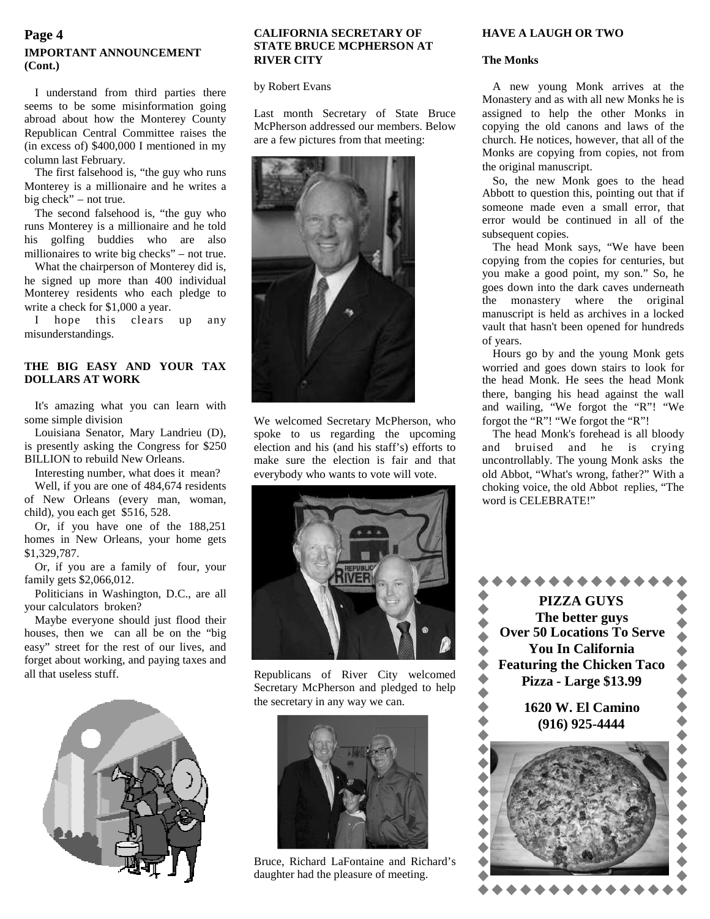## IMPORTANT ANNOUNCEMENT (Cont.)

I understand from third parties there seems to be some misinformation going abroad about how the Monterey County Republican Central Committee raises the (in excess of) $400,000 I mentioned in my column last February.

The first falsehood is, "the guy who runs Monterey is a millionaire and he writes a big check" – not true.

The second falsehood is, "the guy who runs Monterey is a millionaire and he told his golfing buddies who are also millionaires to write big checks" – not true.

What the chairperson of Monterey did is, he signed up more than 400 individual Monterey residents who each pledge to write a check for $1,000 a year.

I hope this clears up any misunderstandings.

## THE BIG EASY AND YOUR TAX DOLLARS AT WORK

It's amazing what you can learn with some simple division

Louisiana Senator, Mary Landrieu (D), is presently asking the Congress for $250 BILLION to rebuild New Orleans.

Interesting number, what does it mean?

Well, if you are one of 484,674 residents of New Orleans (every man, woman, child), you each get $516, 528.

Or, if you have one of the 188,251 homes in New Orleans, your home gets $1,329,787.

Or, if you are a family of four, your family gets $2,066,012.

Politicians in Washington, D.C., are all your calculators broken?

Maybe everyone should just flood their houses, then we can all be on the "big easy" street for the rest of our lives, and forget about working, and paying taxes and all that useless stuff.

## CALIFORNIA SECRETARY OF STATE BRUCE MCPHERSON AT RIVER CITY

by Robert Evans

Last month Secretary of State Bruce McPherson addressed our members. Below are a few pictures from that meeting:

We welcomed Secretary McPherson, who spoke to us regarding the upcoming election and his (and his staff's) efforts to make sure the election is fair and that everybody who wants to vote will vote.

Republicans of River City welcomed Secretary McPherson and pledged to help the secretary in any way we can.

Bruce, Richard LaFontaine and Richard's daughter had the pleasure of meeting.

## HAVE A LAUGH OR TWO

### The Monks

A new young Monk arrives at the Monastery and as with all new Monks he is assigned to help the other Monks in copying the old canons and laws of the church. He notices, however, that all of the Monks are copying from copies, not from the original manuscript.

So, the new Monk goes to the head Abbott to question this, pointing out that if someone made even a small error, that error would be continued in all of the subsequent copies.

The head Monk says, "We have been copying from the copies for centuries, but you make a good point, my son." So, he goes down into the dark caves underneath the monastery where the original manuscript is held as archives in a locked vault that hasn't been opened for hundreds of years.

Hours go by and the young Monk gets worried and goes down stairs to look for the head Monk. He sees the head Monk there, banging his head against the wall and wailing, "We forgot the "R"! "We forgot the "R"! "We forgot the "R"!

The head Monk's forehead is all bloody and bruised and he is crying uncontrollably. The young Monk asks the old Abbot, "What's wrong, father?" With a choking voice, the old Abbot replies, "The word is CELEBRATE!"

**PIZZA GUYS**
**The better guys**
**Over 50 Locations To Serve You In California**
**Featuring the Chicken Taco Pizza - Large $13.99**

**1620 W. El Camino**
**(916) 925-4444**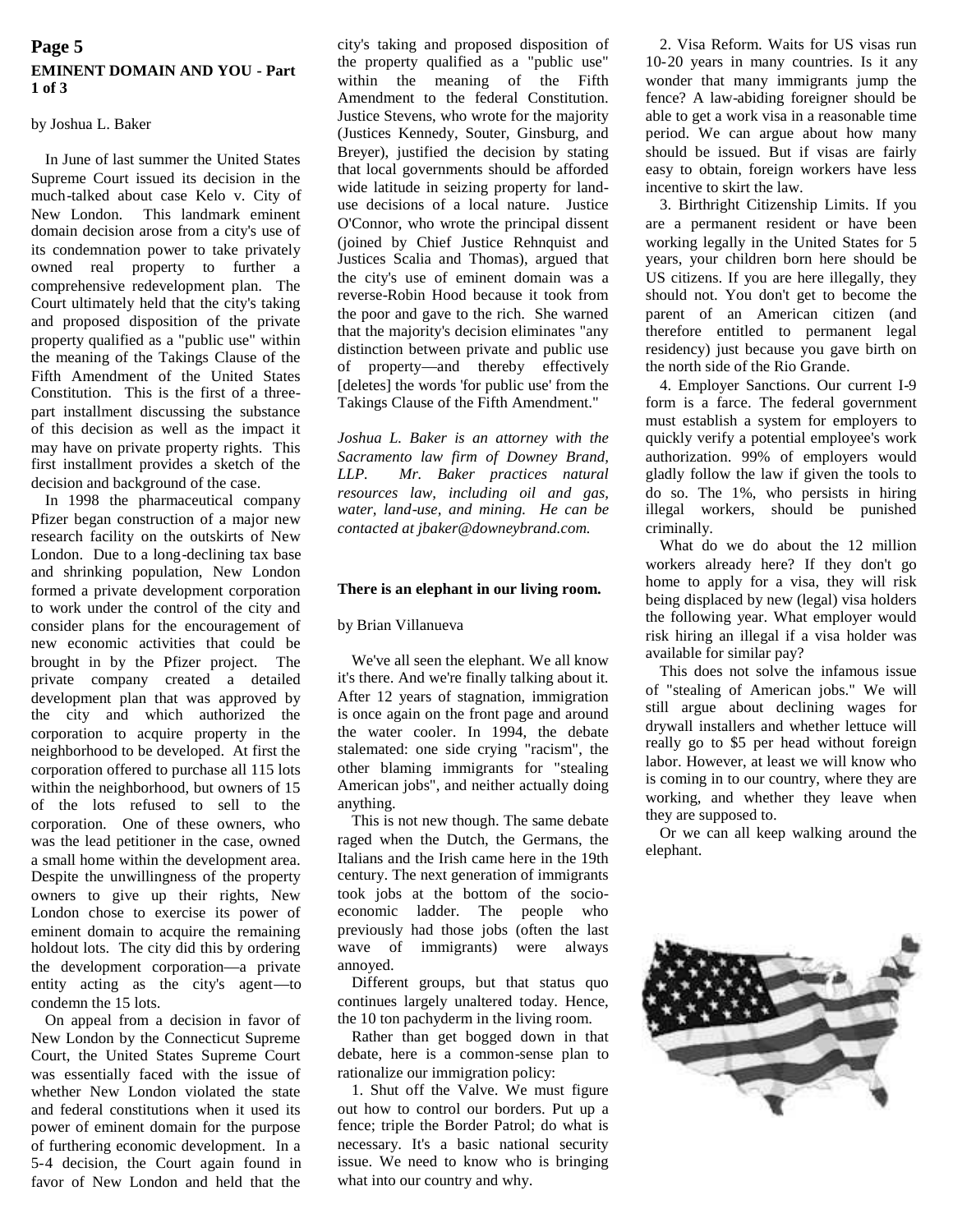## EMINENT DOMAIN AND YOU - Part 1 of 3

by Joshua L. Baker

In June of last summer the United States Supreme Court issued its decision in the much-talked about case Kelo v. City of New London. This landmark eminent domain decision arose from a city's use of its condemnation power to take privately owned real property to further a comprehensive redevelopment plan. The Court ultimately held that the city's taking and proposed disposition of the private property qualified as a "public use" within the meaning of the Takings Clause of the Fifth Amendment of the United States Constitution. This is the first of a three-part installment discussing the substance of this decision as well as the impact it may have on private property rights. This first installment provides a sketch of the decision and background of the case.

In 1998 the pharmaceutical company Pfizer began construction of a major new research facility on the outskirts of New London. Due to a long-declining tax base and shrinking population, New London formed a private development corporation to work under the control of the city and consider plans for the encouragement of new economic activities that could be brought in by the Pfizer project. The private company created a detailed development plan that was approved by the city and which authorized the corporation to acquire property in the neighborhood to be developed. At first the corporation offered to purchase all 115 lots within the neighborhood, but owners of 15 of the lots refused to sell to the corporation. One of these owners, who was the lead petitioner in the case, owned a small home within the development area. Despite the unwillingness of the property owners to give up their rights, New London chose to exercise its power of eminent domain to acquire the remaining holdout lots. The city did this by ordering the development corporation—a private entity acting as the city's agent—to condemn the 15 lots.

On appeal from a decision in favor of New London by the Connecticut Supreme Court, the United States Supreme Court was essentially faced with the issue of whether New London violated the state and federal constitutions when it used its power of eminent domain for the purpose of furthering economic development. In a 5-4 decision, the Court again found in favor of New London and held that the city's taking and proposed disposition of the property qualified as a "public use" within the meaning of the Fifth Amendment to the federal Constitution. Justice Stevens, who wrote for the majority (Justices Kennedy, Souter, Ginsburg, and Breyer), justified the decision by stating that local governments should be afforded wide latitude in seizing property for land-use decisions of a local nature. Justice O'Connor, who wrote the principal dissent (joined by Chief Justice Rehnquist and Justices Scalia and Thomas), argued that the city's use of eminent domain was a reverse-Robin Hood because it took from the poor and gave to the rich. She warned that the majority's decision eliminates "any distinction between private and public use of property—and thereby effectively [deletes] the words 'for public use' from the Takings Clause of the Fifth Amendment."

*Joshua L. Baker is an attorney with the Sacramento law firm of Downey Brand, LLP. Mr. Baker practices natural resources law, including oil and gas, water, land-use, and mining. He can be contacted at jbaker@downeybrand.com.*

## There is an elephant in our living room.

by Brian Villanueva

We've all seen the elephant. We all know it's there. And we're finally talking about it. After 12 years of stagnation, immigration is once again on the front page and around the water cooler. In 1994, the debate stalemated: one side crying "racism", the other blaming immigrants for "stealing American jobs", and neither actually doing anything.

This is not new though. The same debate raged when the Dutch, the Germans, the Italians and the Irish came here in the 19th century. The next generation of immigrants took jobs at the bottom of the socio-economic ladder. The people who previously had those jobs (often the last wave of immigrants) were always annoyed.

Different groups, but that status quo continues largely unaltered today. Hence, the 10 ton pachyderm in the living room.

Rather than get bogged down in that debate, here is a common-sense plan to rationalize our immigration policy:

1. Shut off the Valve. We must figure out how to control our borders. Put up a fence; triple the Border Patrol; do what is necessary. It's a basic national security issue. We need to know who is bringing what into our country and why.

2. Visa Reform. Waits for US visas run 10-20 years in many countries. Is it any wonder that many immigrants jump the fence? A law-abiding foreigner should be able to get a work visa in a reasonable time period. We can argue about how many should be issued. But if visas are fairly easy to obtain, foreign workers have less incentive to skirt the law.

3. Birthright Citizenship Limits. If you are a permanent resident or have been working legally in the United States for 5 years, your children born here should be US citizens. If you are here illegally, they should not. You don't get to become the parent of an American citizen (and therefore entitled to permanent legal residency) just because you gave birth on the north side of the Rio Grande.

4. Employer Sanctions. Our current I-9 form is a farce. The federal government must establish a system for employers to quickly verify a potential employee's work authorization. 99% of employers would gladly follow the law if given the tools to do so. The 1%, who persists in hiring illegal workers, should be punished criminally.

What do we do about the 12 million workers already here? If they don't go home to apply for a visa, they will risk being displaced by new (legal) visa holders the following year. What employer would risk hiring an illegal if a visa holder was available for similar pay?

This does not solve the infamous issue of "stealing of American jobs." We will still argue about declining wages for drywall installers and whether lettuce will really go to $5 per head without foreign labor. However, at least we will know who is coming in to our country, where they are working, and whether they leave when they are supposed to.

Or we can all keep walking around the elephant.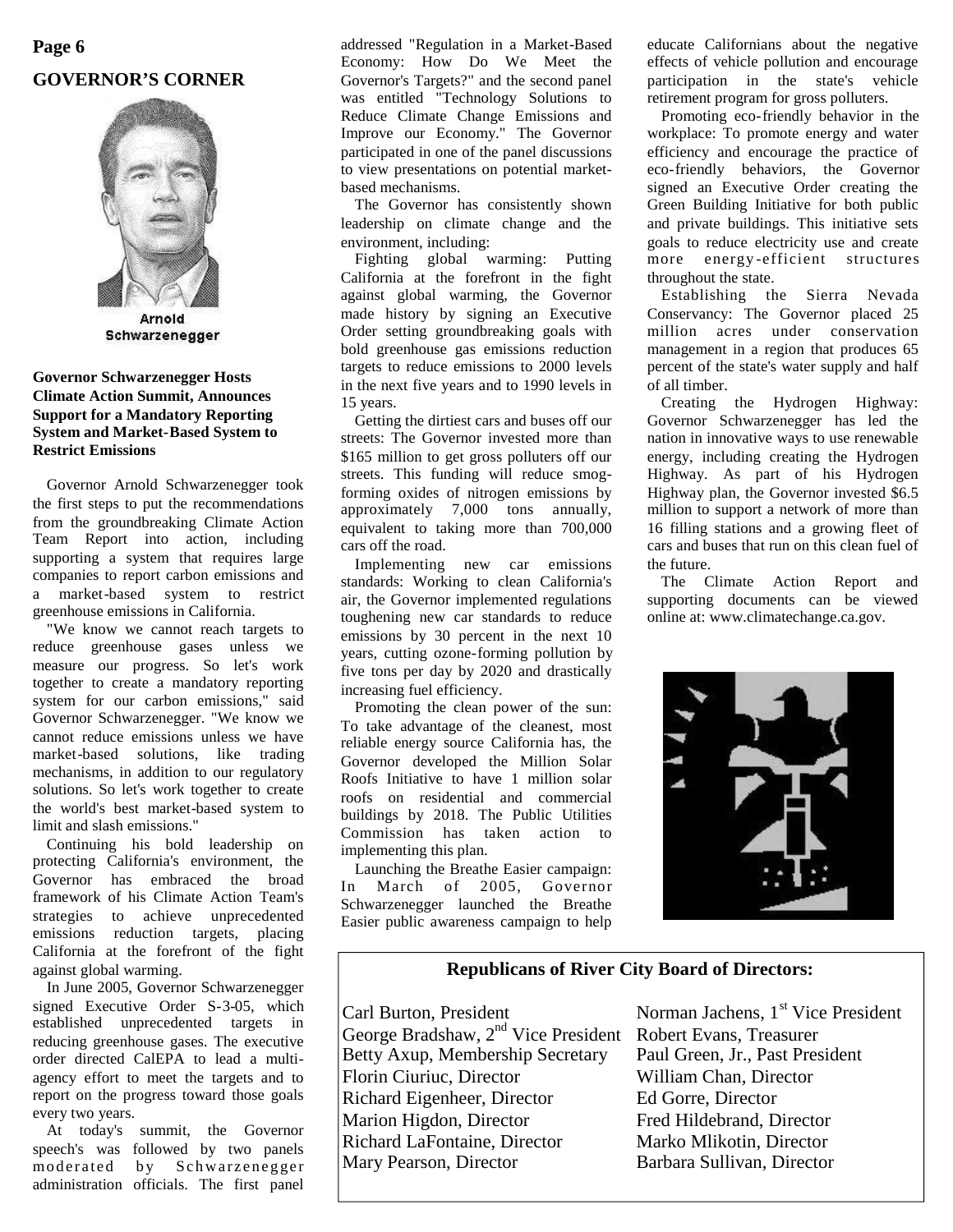## GOVERNOR'S CORNER

Arnold Schwarzenegger

### Governor Schwarzenegger Hosts Climate Action Summit, Announces Support for a Mandatory Reporting System and Market-Based System to Restrict Emissions

Governor Arnold Schwarzenegger took the first steps to put the recommendations from the groundbreaking Climate Action Team Report into action, including supporting a system that requires large companies to report carbon emissions and a market-based system to restrict greenhouse emissions in California.

"We know we cannot reach targets to reduce greenhouse gases unless we measure our progress. So let's work together to create a mandatory reporting system for our carbon emissions," said Governor Schwarzenegger. "We know we cannot reduce emissions unless we have market-based solutions, like trading mechanisms, in addition to our regulatory solutions. So let's work together to create the world's best market-based system to limit and slash emissions."

Continuing his bold leadership on protecting California's environment, the Governor has embraced the broad framework of his Climate Action Team's strategies to achieve unprecedented emissions reduction targets, placing California at the forefront of the fight against global warming.

In June 2005, Governor Schwarzenegger signed Executive Order S-3-05, which established unprecedented targets in reducing greenhouse gases. The executive order directed CalEPA to lead a multi-agency effort to meet the targets and to report on the progress toward those goals every two years.

At today's summit, the Governor speech's was followed by two panels moderated by Schwarzenegger administration officials. The first panel addressed "Regulation in a Market-Based Economy: How Do We Meet the Governor's Targets?" and the second panel was entitled "Technology Solutions to Reduce Climate Change Emissions and Improve our Economy." The Governor participated in one of the panel discussions to view presentations on potential market-based mechanisms.

The Governor has consistently shown leadership on climate change and the environment, including:

Fighting global warming: Putting California at the forefront in the fight against global warming, the Governor made history by signing an Executive Order setting groundbreaking goals with bold greenhouse gas emissions reduction targets to reduce emissions to 2000 levels in the next five years and to 1990 levels in 15 years.

Getting the dirtiest cars and buses off our streets: The Governor invested more than $165 million to get gross polluters off our streets. This funding will reduce smog-forming oxides of nitrogen emissions by approximately 7,000 tons annually, equivalent to taking more than 700,000 cars off the road.

Implementing new car emissions standards: Working to clean California's air, the Governor implemented regulations toughening new car standards to reduce emissions by 30 percent in the next 10 years, cutting ozone-forming pollution by five tons per day by 2020 and drastically increasing fuel efficiency.

Promoting the clean power of the sun: To take advantage of the cleanest, most reliable energy source California has, the Governor developed the Million Solar Roofs Initiative to have 1 million solar roofs on residential and commercial buildings by 2018. The Public Utilities Commission has taken action to implementing this plan.

Launching the Breathe Easier campaign: In March of 2005, Governor Schwarzenegger launched the Breathe Easier public awareness campaign to help educate Californians about the negative effects of vehicle pollution and encourage participation in the state's vehicle retirement program for gross polluters.

Promoting eco-friendly behavior in the workplace: To promote energy and water efficiency and encourage the practice of eco-friendly behaviors, the Governor signed an Executive Order creating the Green Building Initiative for both public and private buildings. This initiative sets goals to reduce electricity use and create more energy-efficient structures throughout the state.

Establishing the Sierra Nevada Conservancy: The Governor placed 25 million acres under conservation management in a region that produces 65 percent of the state's water supply and half of all timber.

Creating the Hydrogen Highway: Governor Schwarzenegger has led the nation in innovative ways to use renewable energy, including creating the Hydrogen Highway. As part of his Hydrogen Highway plan, the Governor invested $6.5 million to support a network of more than 16 filling stations and a growing fleet of cars and buses that run on this clean fuel of the future.

The Climate Action Report and supporting documents can be viewed online at: www.climatechange.ca.gov.

### Republicans of River City Board of Directors:

Carl Burton, President
Norman Jachens, 1st Vice President
George Bradshaw, 2nd Vice President
Robert Evans, Treasurer
Betty Axup, Membership Secretary
Paul Green, Jr., Past President
Florin Ciuriuc, Director
William Chan, Director
Richard Eigenheer, Director
Ed Gorre, Director
Marion Higdon, Director
Fred Hildebrand, Director
Richard LaFontaine, Director
Marko Mlikotin, Director
Mary Pearson, Director
Barbara Sullivan, Director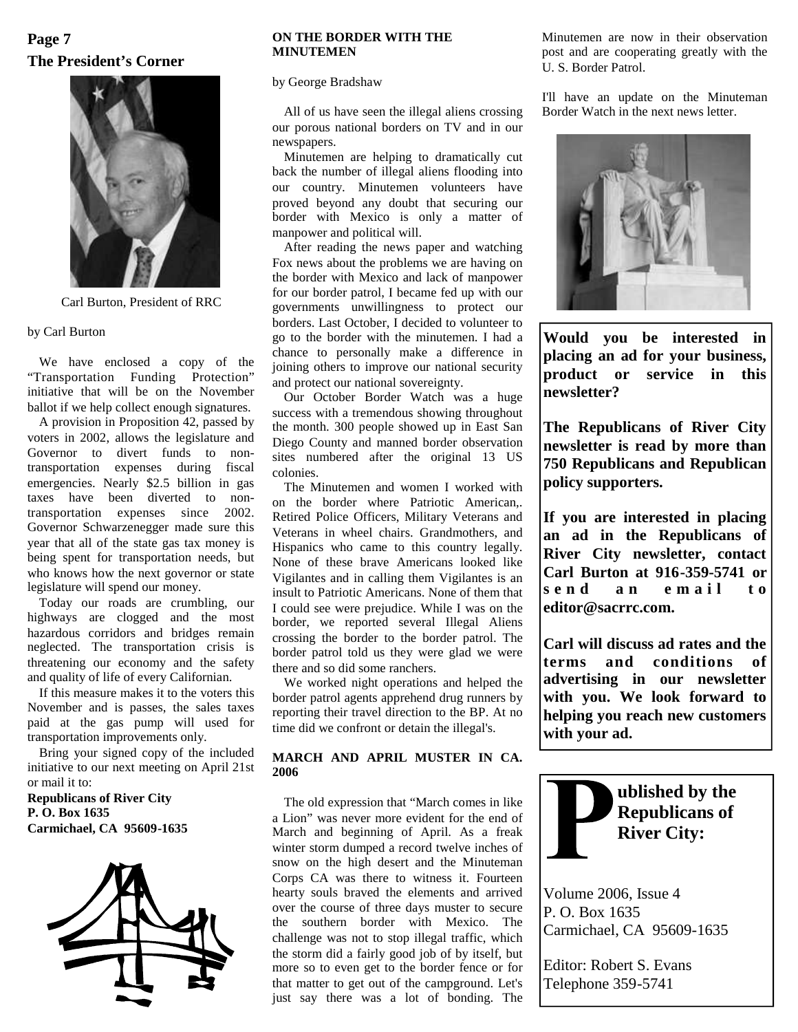## The President's Corner

Carl Burton, President of RRC

by Carl Burton

We have enclosed a copy of the "Transportation Funding Protection" initiative that will be on the November ballot if we help collect enough signatures.

A provision in Proposition 42, passed by voters in 2002, allows the legislature and Governor to divert funds to non-transportation expenses during fiscal emergencies. Nearly $2.5 billion in gas taxes have been diverted to non-transportation expenses since 2002. Governor Schwarzenegger made sure this year that all of the state gas tax money is being spent for transportation needs, but who knows how the next governor or state legislature will spend our money.

Today our roads are crumbling, our highways are clogged and the most hazardous corridors and bridges remain neglected. The transportation crisis is threatening our economy and the safety and quality of life of every Californian.

If this measure makes it to the voters this November and is passes, the sales taxes paid at the gas pump will used for transportation improvements only.

Bring your signed copy of the included initiative to our next meeting on April 21st or mail it to:

**Republicans of River City**
**P. O. Box 1635**
**Carmichael, CA 95609-1635**

### ON THE BORDER WITH THE MINUTEMEN

by George Bradshaw

All of us have seen the illegal aliens crossing our porous national borders on TV and in our newspapers.

Minutemen are helping to dramatically cut back the number of illegal aliens flooding into our country. Minutemen volunteers have proved beyond any doubt that securing our border with Mexico is only a matter of manpower and political will.

After reading the news paper and watching Fox news about the problems we are having on the border with Mexico and lack of manpower for our border patrol, I became fed up with our governments unwillingness to protect our borders. Last October, I decided to volunteer to go to the border with the minutemen. I had a chance to personally make a difference in joining others to improve our national security and protect our national sovereignty.

Our October Border Watch was a huge success with a tremendous showing throughout the month. 300 people showed up in East San Diego County and manned border observation sites numbered after the original 13 US colonies.

The Minutemen and women I worked with on the border where Patriotic American,. Retired Police Officers, Military Veterans and Veterans in wheel chairs. Grandmothers, and Hispanics who came to this country legally. None of these brave Americans looked like Vigilantes and in calling them Vigilantes is an insult to Patriotic Americans. None of them that I could see were prejudice. While I was on the border, we reported several Illegal Aliens crossing the border to the border patrol. The border patrol told us they were glad we were there and so did some ranchers.

We worked night operations and helped the border patrol agents apprehend drug runners by reporting their travel direction to the BP. At no time did we confront or detain the illegal's.

### MARCH AND APRIL MUSTER IN CA. 2006

The old expression that "March comes in like a Lion" was never more evident for the end of March and beginning of April. As a freak winter storm dumped a record twelve inches of snow on the high desert and the Minuteman Corps CA was there to witness it. Fourteen hearty souls braved the elements and arrived over the course of three days muster to secure the southern border with Mexico. The challenge was not to stop illegal traffic, which the storm did a fairly good job of by itself, but more so to even get to the border fence or for that matter to get out of the campground. Let's just say there was a lot of bonding. The Minutemen are now in their observation post and are cooperating greatly with the U. S. Border Patrol.

I'll have an update on the Minuteman Border Watch in the next news letter.

**Would you be interested in placing an ad for your business, product or service in this newsletter?**

**The Republicans of River City newsletter is read by more than 750 Republicans and Republican policy supporters.**

**If you are interested in placing an ad in the Republicans of River City newsletter, contact Carl Burton at 916-359-5741 or send an email to editor@sacrrc.com.**

**Carl will discuss ad rates and the terms and conditions of advertising in our newsletter with you. We look forward to helping you reach new customers with your ad.**

**Published by the Republicans of River City:**

Volume 2006, Issue 4
P. O. Box 1635
Carmichael, CA 95609-1635

Editor: Robert S. Evans
Telephone 359-5741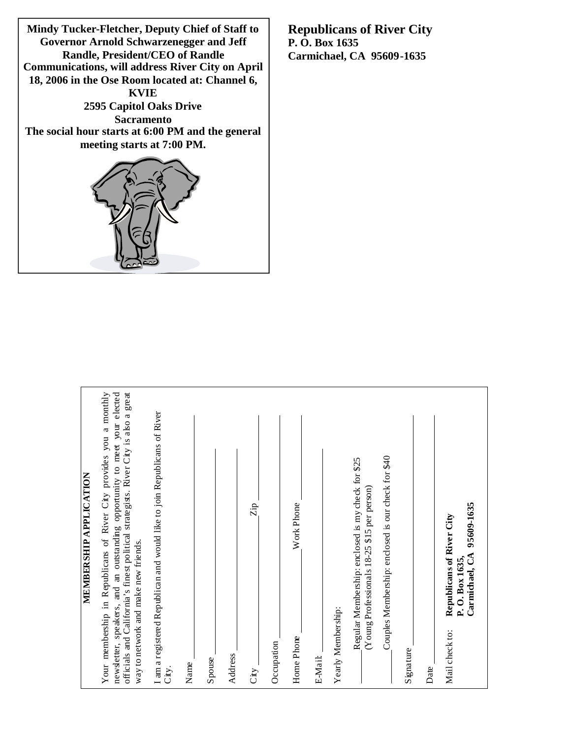**Mindy Tucker-Fletcher, Deputy Chief of Staff to Governor Arnold Schwarzenegger and Jeff Randle, President/CEO of Randle Communications, will address River City on April 18, 2006 in the Ose Room located at: Channel 6, KVIE**
**2595 Capitol Oaks Drive**
**Sacramento**
**The social hour starts at 6:00 PM and the general meeting starts at 7:00 PM.**

**Republicans of River City**
**P. O. Box 1635**
**Carmichael, CA 95609-1635**

## MEMBERSHIP APPLICATION

Your membership in Republicans of River City provides you a monthly newsletter, speakers, and an outstanding opportunity to meet your elected officials and California's finest political strategists. River City is also a great way to network and make new friends.

I am a registered Republican and would like to join Republicans of River City.

Name ____________________

Spouse ____________________

Address ____________________

City ____________ Zip ____________

Occupation ____________________

Home Phone ____________ Work Phone ____________

E-Mail: ____________________

Yearly Membership:

_____ Regular Membership: enclosed is my check for $25 (Young Professionals 18-25 $15 per person)

_____ Couples Membership: enclosed is our check for $40

Signature ____________________

Date ____________________

Mail check to: **Republicans of River City**
**P. O. Box 1635,**
**Carmichael, CA 95609-1635**